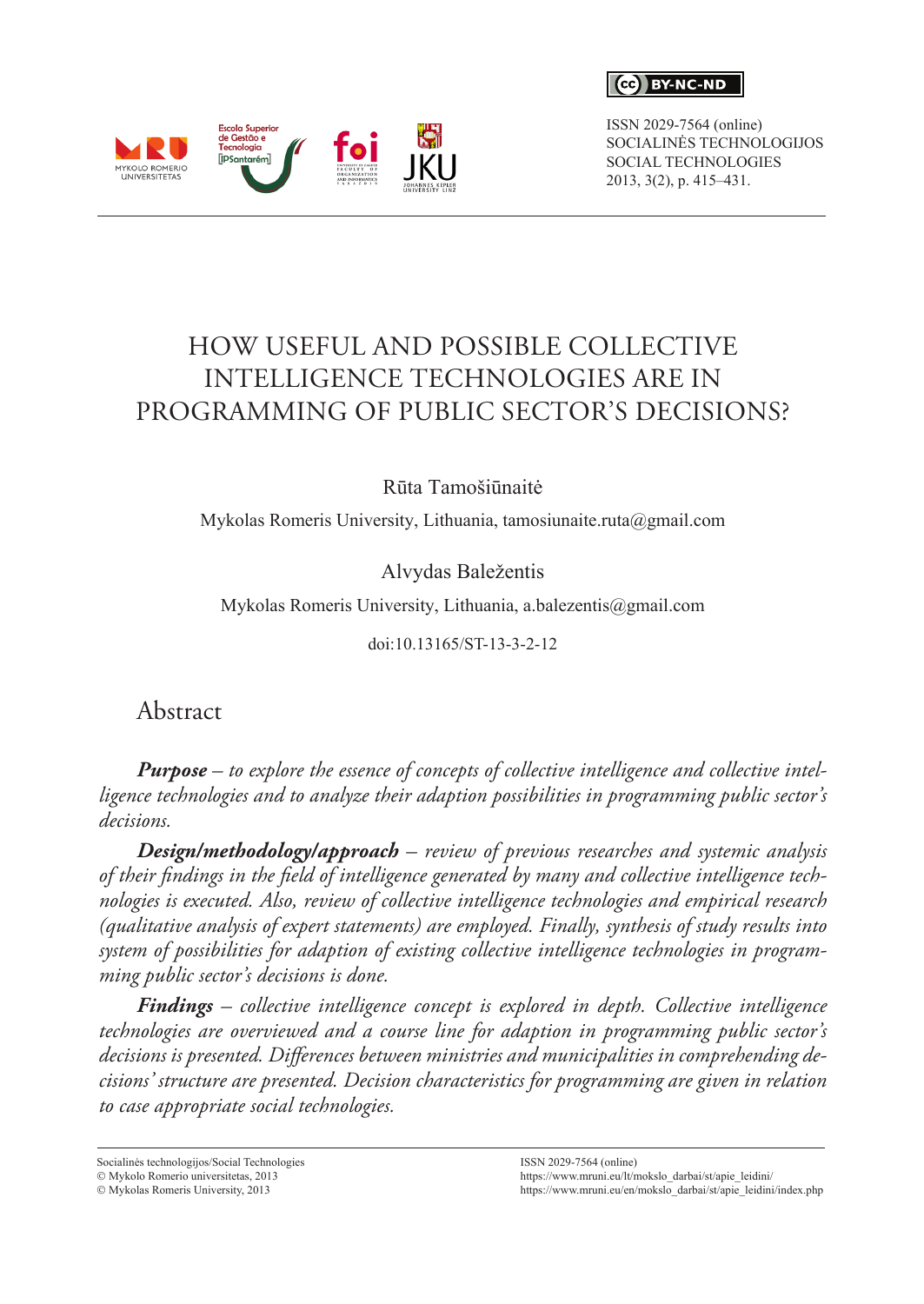ISSN 2029-7564 (online)
SOCIALINĖS TECHNOLOGIJOS
SOCIAL TECHNOLOGIES
2013, 3(2), p. 415–431.

# HOW USEFUL AND POSSIBLE COLLECTIVE INTELLIGENCE TECHNOLOGIES ARE IN PROGRAMMING OF PUBLIC SECTOR'S DECISIONS?

Rūta Tamošiūnaitė

Mykolas Romeris University, Lithuania, tamosiunaite.ruta@gmail.com

Alvydas Baležentis

Mykolas Romeris University, Lithuania, a.balezentis@gmail.com

doi:10.13165/ST-13-3-2-12

## Abstract

***Purpose*** *– to explore the essence of concepts of collective intelligence and collective intelligence technologies and to analyze their adaption possibilities in programming public sector's decisions.*

***Design/methodology/approach*** *– review of previous researches and systemic analysis of their findings in the field of intelligence generated by many and collective intelligence technologies is executed. Also, review of collective intelligence technologies and empirical research (qualitative analysis of expert statements) are employed. Finally, synthesis of study results into system of possibilities for adaption of existing collective intelligence technologies in programming public sector's decisions is done.*

***Findings*** *– collective intelligence concept is explored in depth. Collective intelligence technologies are overviewed and a course line for adaption in programming public sector's decisions is presented. Differences between ministries and municipalities in comprehending decisions' structure are presented. Decision characteristics for programming are given in relation to case appropriate social technologies.*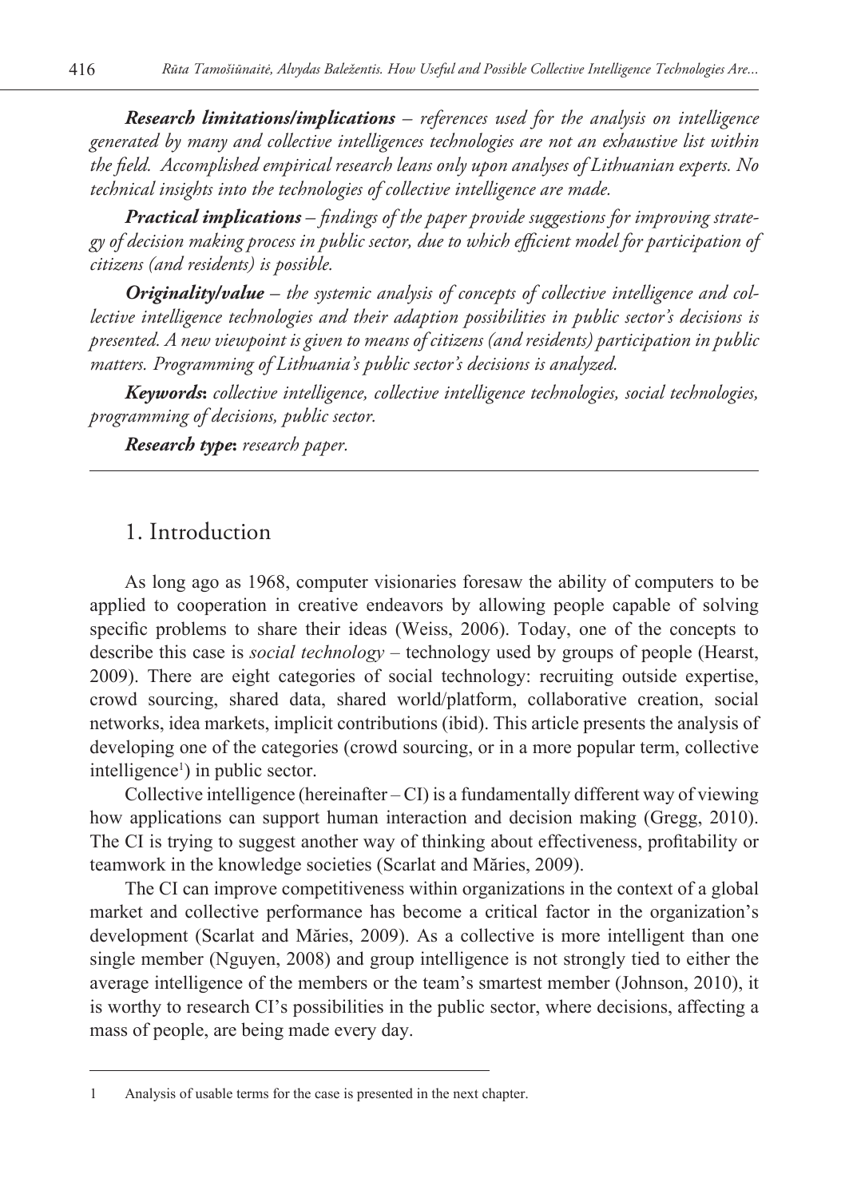***Research limitations/implications*** *– references used for the analysis on intelligence generated by many and collective intelligences technologies are not an exhaustive list within the field. Accomplished empirical research leans only upon analyses of Lithuanian experts. No technical insights into the technologies of collective intelligence are made.*

***Practical implications*** *– findings of the paper provide suggestions for improving strategy of decision making process in public sector, due to which efficient model for participation of citizens (and residents) is possible.*

***Originality/value*** *– the systemic analysis of concepts of collective intelligence and collective intelligence technologies and their adaption possibilities in public sector's decisions is presented. A new viewpoint is given to means of citizens (and residents) participation in public matters. Programming of Lithuania's public sector's decisions is analyzed.*

***Keywords*****:** *collective intelligence, collective intelligence technologies, social technologies, programming of decisions, public sector.*

***Research type*****:** *research paper.*

## 1. Introduction

As long ago as 1968, computer visionaries foresaw the ability of computers to be applied to cooperation in creative endeavors by allowing people capable of solving specific problems to share their ideas (Weiss, 2006). Today, one of the concepts to describe this case is *social technology* – technology used by groups of people (Hearst, 2009). There are eight categories of social technology: recruiting outside expertise, crowd sourcing, shared data, shared world/platform, collaborative creation, social networks, idea markets, implicit contributions (ibid). This article presents the analysis of developing one of the categories (crowd sourcing, or in a more popular term, collective intelligence[1]) in public sector.

Collective intelligence (hereinafter – CI) is a fundamentally different way of viewing how applications can support human interaction and decision making (Gregg, 2010). The CI is trying to suggest another way of thinking about effectiveness, profitability or teamwork in the knowledge societies (Scarlat and Măries, 2009).

The CI can improve competitiveness within organizations in the context of a global market and collective performance has become a critical factor in the organization's development (Scarlat and Măries, 2009). As a collective is more intelligent than one single member (Nguyen, 2008) and group intelligence is not strongly tied to either the average intelligence of the members or the team's smartest member (Johnson, 2010), it is worthy to research CI's possibilities in the public sector, where decisions, affecting a mass of people, are being made every day.

---

[1] Analysis of usable terms for the case is presented in the next chapter.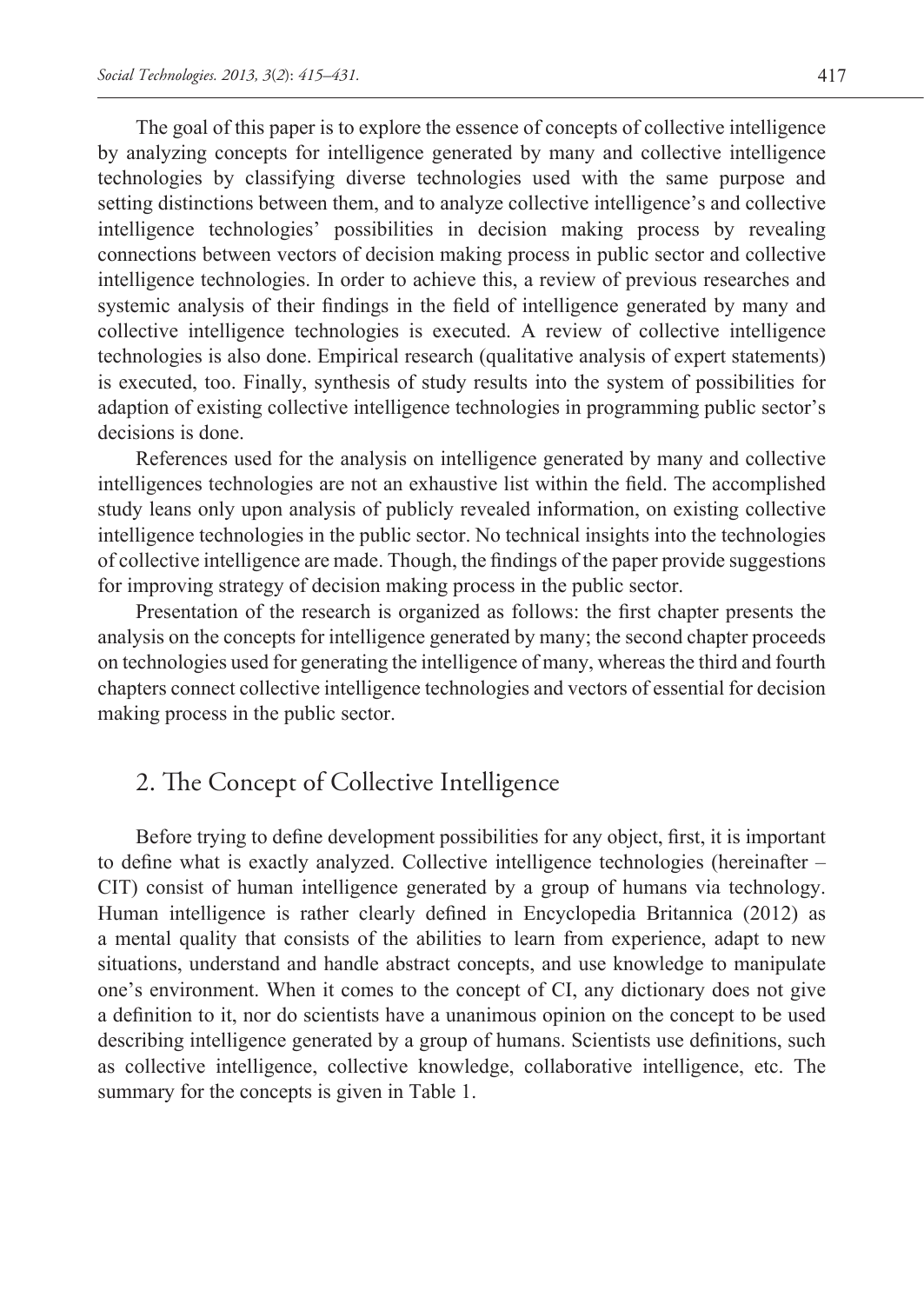The goal of this paper is to explore the essence of concepts of collective intelligence by analyzing concepts for intelligence generated by many and collective intelligence technologies by classifying diverse technologies used with the same purpose and setting distinctions between them, and to analyze collective intelligence's and collective intelligence technologies' possibilities in decision making process by revealing connections between vectors of decision making process in public sector and collective intelligence technologies. In order to achieve this, a review of previous researches and systemic analysis of their findings in the field of intelligence generated by many and collective intelligence technologies is executed. A review of collective intelligence technologies is also done. Empirical research (qualitative analysis of expert statements) is executed, too. Finally, synthesis of study results into the system of possibilities for adaption of existing collective intelligence technologies in programming public sector's decisions is done.

References used for the analysis on intelligence generated by many and collective intelligences technologies are not an exhaustive list within the field. The accomplished study leans only upon analysis of publicly revealed information, on existing collective intelligence technologies in the public sector. No technical insights into the technologies of collective intelligence are made. Though, the findings of the paper provide suggestions for improving strategy of decision making process in the public sector.

Presentation of the research is organized as follows: the first chapter presents the analysis on the concepts for intelligence generated by many; the second chapter proceeds on technologies used for generating the intelligence of many, whereas the third and fourth chapters connect collective intelligence technologies and vectors of essential for decision making process in the public sector.

## 2. The Concept of Collective Intelligence

Before trying to define development possibilities for any object, first, it is important to define what is exactly analyzed. Collective intelligence technologies (hereinafter – CIT) consist of human intelligence generated by a group of humans via technology. Human intelligence is rather clearly defined in Encyclopedia Britannica (2012) as a mental quality that consists of the abilities to learn from experience, adapt to new situations, understand and handle abstract concepts, and use knowledge to manipulate one's environment. When it comes to the concept of CI, any dictionary does not give a definition to it, nor do scientists have a unanimous opinion on the concept to be used describing intelligence generated by a group of humans. Scientists use definitions, such as collective intelligence, collective knowledge, collaborative intelligence, etc. The summary for the concepts is given in Table 1.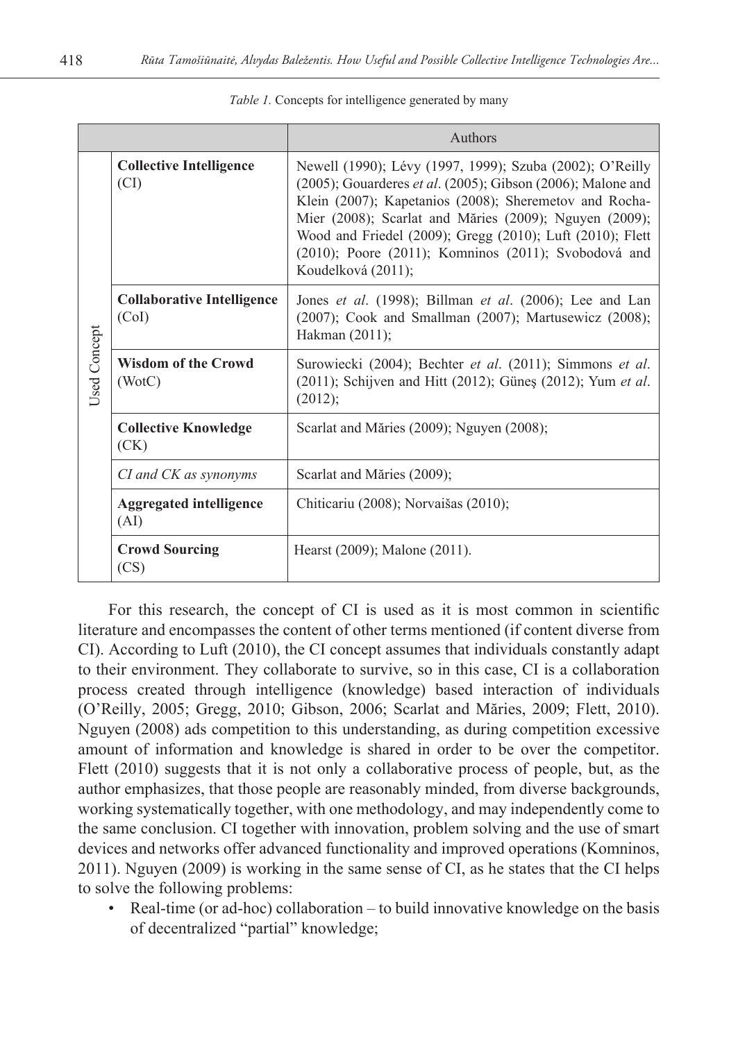*Table 1.* Concepts for intelligence generated by many

| | | Authors |
|---|---|---|
| Used Concept | **Collective Intelligence** (CI) | Newell (1990); Lévy (1997, 1999); Szuba (2002); O'Reilly (2005); Gouarderes *et al*. (2005); Gibson (2006); Malone and Klein (2007); Kapetanios (2008); Sheremetov and Rocha-Mier (2008); Scarlat and Măries (2009); Nguyen (2009); Wood and Friedel (2009); Gregg (2010); Luft (2010); Flett (2010); Poore (2011); Komninos (2011); Svobodová and Koudelková (2011); |
| | **Collaborative Intelligence** (CoI) | Jones *et al*. (1998); Billman *et al*. (2006); Lee and Lan (2007); Cook and Smallman (2007); Martusewicz (2008); Hakman (2011); |
| | **Wisdom of the Crowd** (WotC) | Surowiecki (2004); Bechter *et al*. (2011); Simmons *et al*. (2011); Schijven and Hitt (2012); Güneş (2012); Yum *et al*. (2012); |
| | **Collective Knowledge** (CK) | Scarlat and Măries (2009); Nguyen (2008); |
| | *CI and CK as synonyms* | Scarlat and Măries (2009); |
| | **Aggregated intelligence** (AI) | Chiticariu (2008); Norvaišas (2010); |
| | **Crowd Sourcing** (CS) | Hearst (2009); Malone (2011). |

For this research, the concept of CI is used as it is most common in scientific literature and encompasses the content of other terms mentioned (if content diverse from CI). According to Luft (2010), the CI concept assumes that individuals constantly adapt to their environment. They collaborate to survive, so in this case, CI is a collaboration process created through intelligence (knowledge) based interaction of individuals (O'Reilly, 2005; Gregg, 2010; Gibson, 2006; Scarlat and Măries, 2009; Flett, 2010). Nguyen (2008) ads competition to this understanding, as during competition excessive amount of information and knowledge is shared in order to be over the competitor. Flett (2010) suggests that it is not only a collaborative process of people, but, as the author emphasizes, that those people are reasonably minded, from diverse backgrounds, working systematically together, with one methodology, and may independently come to the same conclusion. CI together with innovation, problem solving and the use of smart devices and networks offer advanced functionality and improved operations (Komninos, 2011). Nguyen (2009) is working in the same sense of CI, as he states that the CI helps to solve the following problems:

- Real-time (or ad-hoc) collaboration – to build innovative knowledge on the basis of decentralized "partial" knowledge;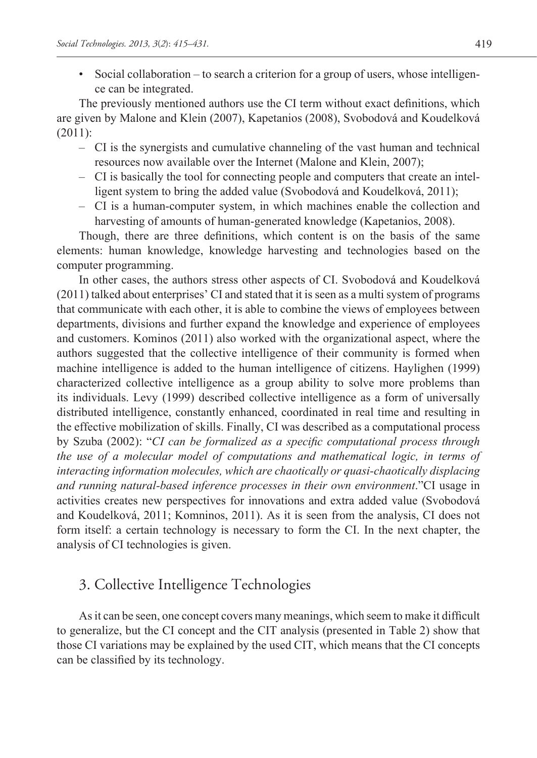- Social collaboration – to search a criterion for a group of users, whose intelligence can be integrated.

The previously mentioned authors use the CI term without exact definitions, which are given by Malone and Klein (2007), Kapetanios (2008), Svobodová and Koudelková (2011):

- CI is the synergists and cumulative channeling of the vast human and technical resources now available over the Internet (Malone and Klein, 2007);
- CI is basically the tool for connecting people and computers that create an intelligent system to bring the added value (Svobodová and Koudelková, 2011);
- CI is a human-computer system, in which machines enable the collection and harvesting of amounts of human-generated knowledge (Kapetanios, 2008).

Though, there are three definitions, which content is on the basis of the same elements: human knowledge, knowledge harvesting and technologies based on the computer programming.

In other cases, the authors stress other aspects of CI. Svobodová and Koudelková (2011) talked about enterprises' CI and stated that it is seen as a multi system of programs that communicate with each other, it is able to combine the views of employees between departments, divisions and further expand the knowledge and experience of employees and customers. Kominos (2011) also worked with the organizational aspect, where the authors suggested that the collective intelligence of their community is formed when machine intelligence is added to the human intelligence of citizens. Haylighen (1999) characterized collective intelligence as a group ability to solve more problems than its individuals. Levy (1999) described collective intelligence as a form of universally distributed intelligence, constantly enhanced, coordinated in real time and resulting in the effective mobilization of skills. Finally, CI was described as a computational process by Szuba (2002): "*CI can be formalized as a specific computational process through the use of a molecular model of computations and mathematical logic, in terms of interacting information molecules, which are chaotically or quasi-chaotically displacing and running natural-based inference processes in their own environment*."CI usage in activities creates new perspectives for innovations and extra added value (Svobodová and Koudelková, 2011; Komninos, 2011). As it is seen from the analysis, CI does not form itself: a certain technology is necessary to form the CI. In the next chapter, the analysis of CI technologies is given.

## 3. Collective Intelligence Technologies

As it can be seen, one concept covers many meanings, which seem to make it difficult to generalize, but the CI concept and the CIT analysis (presented in Table 2) show that those CI variations may be explained by the used CIT, which means that the CI concepts can be classified by its technology.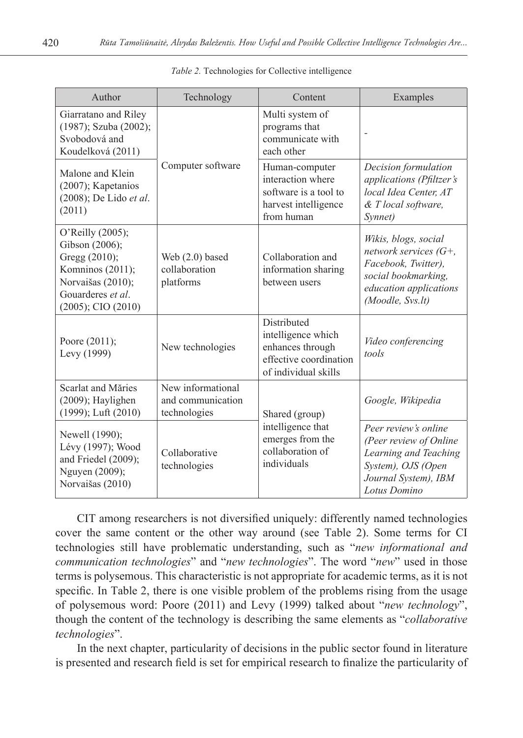*Table 2.* Technologies for Collective intelligence

| Author | Technology | Content | Examples |
|---|---|---|---|
| Giarratano and Riley (1987); Szuba (2002); Svobodová and Koudelková (2011) | Computer software | Multi system of programs that communicate with each other | - |
| Malone and Klein (2007); Kapetanios (2008); De Lido *et al*. (2011) | | Human-computer interaction where software is a tool to harvest intelligence from human | *Decision formulation applications (Pfiltzer's local Idea Center, AT & T local software, Synnet)* |
| O'Reilly (2005); Gibson (2006); Gregg (2010); Komninos (2011); Norvaišas (2010); Gouarderes *et al*. (2005); CIO (2010) | Web (2.0) based collaboration platforms | Collaboration and information sharing between users | *Wikis, blogs, social network services (G+, Facebook, Twitter), social bookmarking, education applications (Moodle, Svs.lt)* |
| Poore (2011); Levy (1999) | New technologies | Distributed intelligence which enhances through effective coordination of individual skills | *Video conferencing tools* |
| Scarlat and Măries (2009); Haylighen (1999); Luft (2010) | New informational and communication technologies | Shared (group) intelligence that emerges from the collaboration of individuals | *Google, Wikipedia* |
| Newell (1990); Lévy (1997); Wood and Friedel (2009); Nguyen (2009); Norvaišas (2010) | Collaborative technologies | | *Peer review's online (Peer review of Online Learning and Teaching System), OJS (Open Journal System), IBM Lotus Domino* |

CIT among researchers is not diversified uniquely: differently named technologies cover the same content or the other way around (see Table 2). Some terms for CI technologies still have problematic understanding, such as "*new informational and communication technologies*" and "*new technologies*". The word "*new*" used in those terms is polysemous. This characteristic is not appropriate for academic terms, as it is not specific. In Table 2, there is one visible problem of the problems rising from the usage of polysemous word: Poore (2011) and Levy (1999) talked about "*new technology*", though the content of the technology is describing the same elements as "*collaborative technologies*".

In the next chapter, particularity of decisions in the public sector found in literature is presented and research field is set for empirical research to finalize the particularity of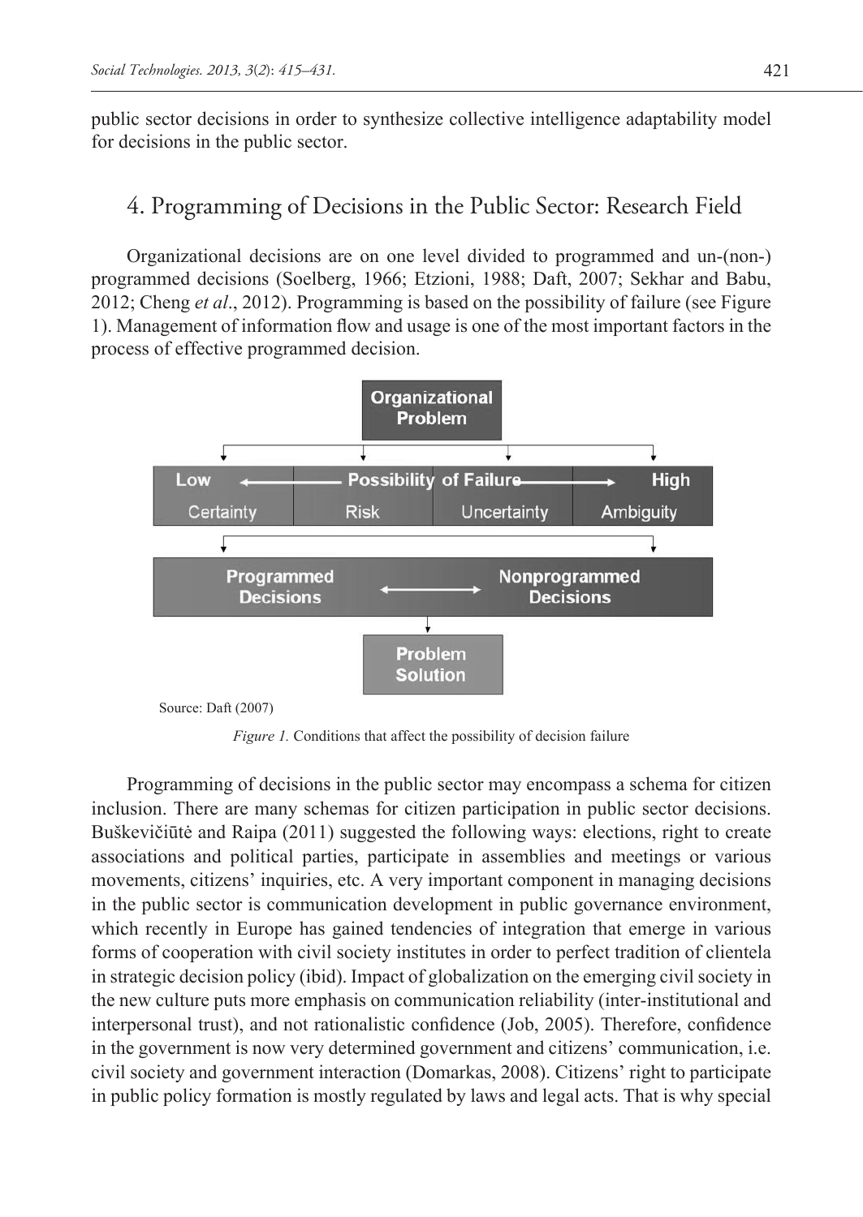public sector decisions in order to synthesize collective intelligence adaptability model for decisions in the public sector.

## 4. Programming of Decisions in the Public Sector: Research Field

Organizational decisions are on one level divided to programmed and un-(non-) programmed decisions (Soelberg, 1966; Etzioni, 1988; Daft, 2007; Sekhar and Babu, 2012; Cheng *et al*., 2012). Programming is based on the possibility of failure (see Figure 1). Management of information flow and usage is one of the most important factors in the process of effective programmed decision.

Source: Daft (2007)

*Figure 1.* Conditions that affect the possibility of decision failure

Programming of decisions in the public sector may encompass a schema for citizen inclusion. There are many schemas for citizen participation in public sector decisions. Buškevičiūtė and Raipa (2011) suggested the following ways: elections, right to create associations and political parties, participate in assemblies and meetings or various movements, citizens' inquiries, etc. A very important component in managing decisions in the public sector is communication development in public governance environment, which recently in Europe has gained tendencies of integration that emerge in various forms of cooperation with civil society institutes in order to perfect tradition of clientela in strategic decision policy (ibid). Impact of globalization on the emerging civil society in the new culture puts more emphasis on communication reliability (inter-institutional and interpersonal trust), and not rationalistic confidence (Job, 2005). Therefore, confidence in the government is now very determined government and citizens' communication, i.e. civil society and government interaction (Domarkas, 2008). Citizens' right to participate in public policy formation is mostly regulated by laws and legal acts. That is why special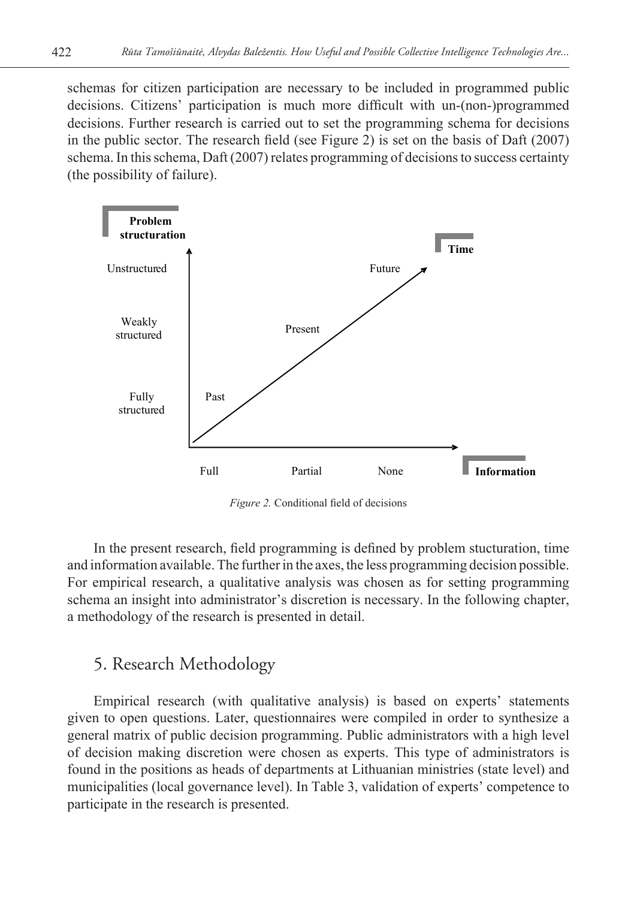schemas for citizen participation are necessary to be included in programmed public decisions. Citizens' participation is much more difficult with un-(non-)programmed decisions. Further research is carried out to set the programming schema for decisions in the public sector. The research field (see Figure 2) is set on the basis of Daft (2007) schema. In this schema, Daft (2007) relates programming of decisions to success certainty (the possibility of failure).

*Figure 2.* Conditional field of decisions

In the present research, field programming is defined by problem stucturation, time and information available. The further in the axes, the less programming decision possible. For empirical research, a qualitative analysis was chosen as for setting programming schema an insight into administrator's discretion is necessary. In the following chapter, a methodology of the research is presented in detail.

## 5. Research Methodology

Empirical research (with qualitative analysis) is based on experts' statements given to open questions. Later, questionnaires were compiled in order to synthesize a general matrix of public decision programming. Public administrators with a high level of decision making discretion were chosen as experts. This type of administrators is found in the positions as heads of departments at Lithuanian ministries (state level) and municipalities (local governance level). In Table 3, validation of experts' competence to participate in the research is presented.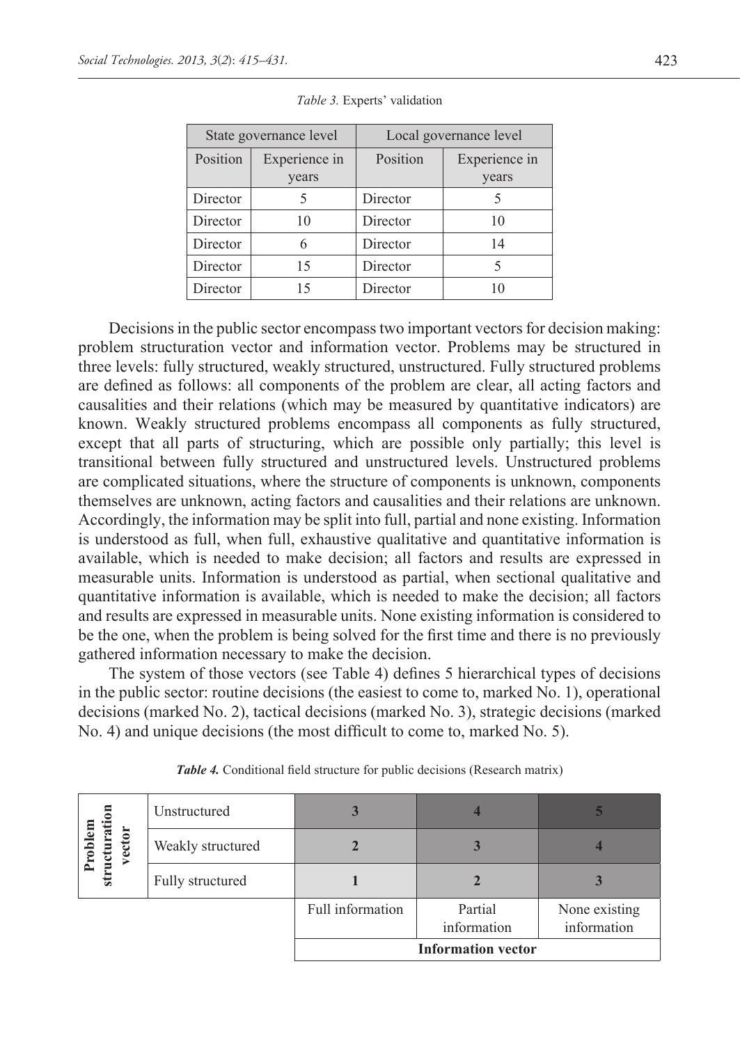*Table 3.* Experts' validation

| State governance level | | Local governance level | |
|---|---|---|---|
| Position | Experience in years | Position | Experience in years |
| Director | 5 | Director | 5 |
| Director | 10 | Director | 10 |
| Director | 6 | Director | 14 |
| Director | 15 | Director | 5 |
| Director | 15 | Director | 10 |

Decisions in the public sector encompass two important vectors for decision making: problem structuration vector and information vector. Problems may be structured in three levels: fully structured, weakly structured, unstructured. Fully structured problems are defined as follows: all components of the problem are clear, all acting factors and causalities and their relations (which may be measured by quantitative indicators) are known. Weakly structured problems encompass all components as fully structured, except that all parts of structuring, which are possible only partially; this level is transitional between fully structured and unstructured levels. Unstructured problems are complicated situations, where the structure of components is unknown, components themselves are unknown, acting factors and causalities and their relations are unknown. Accordingly, the information may be split into full, partial and none existing. Information is understood as full, when full, exhaustive qualitative and quantitative information is available, which is needed to make decision; all factors and results are expressed in measurable units. Information is understood as partial, when sectional qualitative and quantitative information is available, which is needed to make the decision; all factors and results are expressed in measurable units. None existing information is considered to be the one, when the problem is being solved for the first time and there is no previously gathered information necessary to make the decision.

The system of those vectors (see Table 4) defines 5 hierarchical types of decisions in the public sector: routine decisions (the easiest to come to, marked No. 1), operational decisions (marked No. 2), tactical decisions (marked No. 3), strategic decisions (marked No. 4) and unique decisions (the most difficult to come to, marked No. 5).

***Table 4.*** Conditional field structure for public decisions (Research matrix)

| | | | | |
|---|---|---|---|---|
| **Problem structuration vector** | Unstructured | **3** | **4** | **5** |
| | Weakly structured | **2** | **3** | **4** |
| | Fully structured | **1** | **2** | **3** |
| | | Full information | Partial information | None existing information |
| | | **Information vector** | | |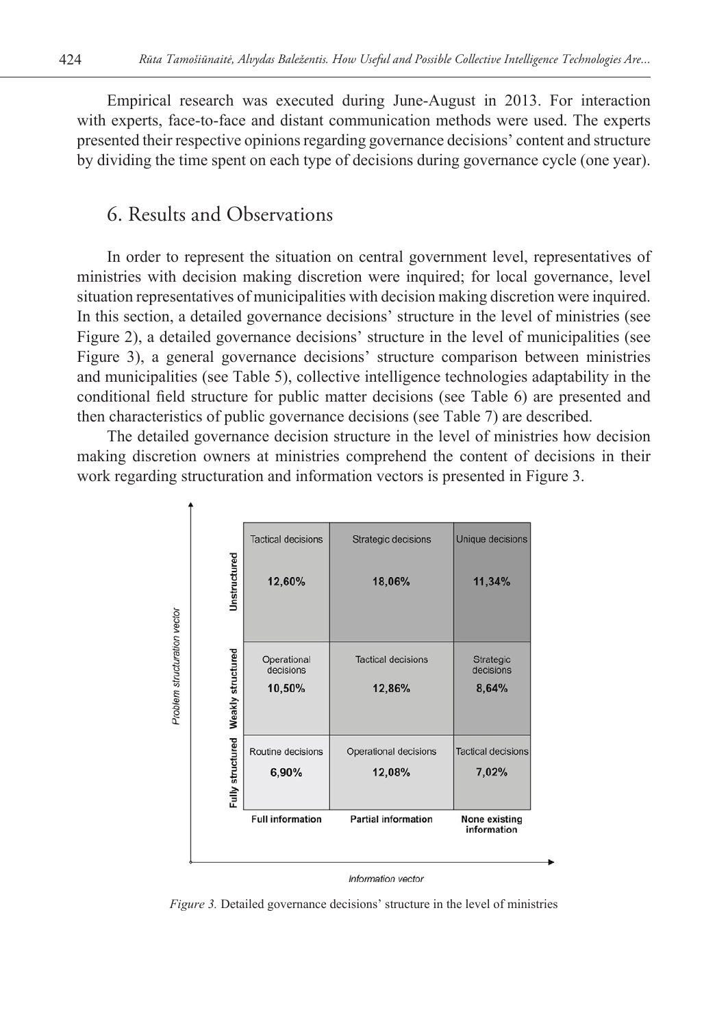Empirical research was executed during June-August in 2013. For interaction with experts, face-to-face and distant communication methods were used. The experts presented their respective opinions regarding governance decisions' content and structure by dividing the time spent on each type of decisions during governance cycle (one year).

## 6. Results and Observations

In order to represent the situation on central government level, representatives of ministries with decision making discretion were inquired; for local governance, level situation representatives of municipalities with decision making discretion were inquired. In this section, a detailed governance decisions' structure in the level of ministries (see Figure 2), a detailed governance decisions' structure in the level of municipalities (see Figure 3), a general governance decisions' structure comparison between ministries and municipalities (see Table 5), collective intelligence technologies adaptability in the conditional field structure for public matter decisions (see Table 6) are presented and then characteristics of public governance decisions (see Table 7) are described.

The detailed governance decision structure in the level of ministries how decision making discretion owners at ministries comprehend the content of decisions in their work regarding structuration and information vectors is presented in Figure 3.

| Problem structuration vector | Full information | Partial information | None existing information |
|---|---|---|---|
| Unstructured | Tactical decisions 12,60% | Strategic decisions 18,06% | Unique decisions 11,34% |
| Weakly structured | Operational decisions 10,50% | Tactical decisions 12,86% | Strategic decisions 8,64% |
| Fully structured | Routine decisions 6,90% | Operational decisions 12,08% | Tactical decisions 7,02% |

Information vector

*Figure 3.* Detailed governance decisions' structure in the level of ministries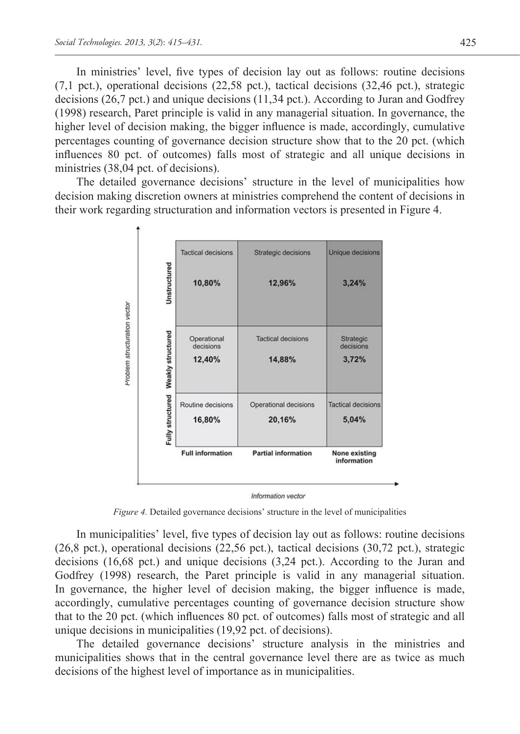In ministries' level, five types of decision lay out as follows: routine decisions (7,1 pct.), operational decisions (22,58 pct.), tactical decisions (32,46 pct.), strategic decisions (26,7 pct.) and unique decisions (11,34 pct.). According to Juran and Godfrey (1998) research, Paret principle is valid in any managerial situation. In governance, the higher level of decision making, the bigger influence is made, accordingly, cumulative percentages counting of governance decision structure show that to the 20 pct. (which influences 80 pct. of outcomes) falls most of strategic and all unique decisions in ministries (38,04 pct. of decisions).

The detailed governance decisions' structure in the level of municipalities how decision making discretion owners at ministries comprehend the content of decisions in their work regarding structuration and information vectors is presented in Figure 4.

| Problem structuration vector | Full information | Partial information | None existing information |
|---|---|---|---|
| Unstructured | Tactical decisions 10,80% | Strategic decisions 12,96% | Unique decisions 3,24% |
| Weakly structured | Operational decisions 12,40% | Tactical decisions 14,88% | Strategic decisions 3,72% |
| Fully structured | Routine decisions 16,80% | Operational decisions 20,16% | Tactical decisions 5,04% |

*Figure 4.* Detailed governance decisions' structure in the level of municipalities

In municipalities' level, five types of decision lay out as follows: routine decisions (26,8 pct.), operational decisions (22,56 pct.), tactical decisions (30,72 pct.), strategic decisions (16,68 pct.) and unique decisions (3,24 pct.). According to the Juran and Godfrey (1998) research, the Paret principle is valid in any managerial situation. In governance, the higher level of decision making, the bigger influence is made, accordingly, cumulative percentages counting of governance decision structure show that to the 20 pct. (which influences 80 pct. of outcomes) falls most of strategic and all unique decisions in municipalities (19,92 pct. of decisions).

The detailed governance decisions' structure analysis in the ministries and municipalities shows that in the central governance level there are as twice as much decisions of the highest level of importance as in municipalities.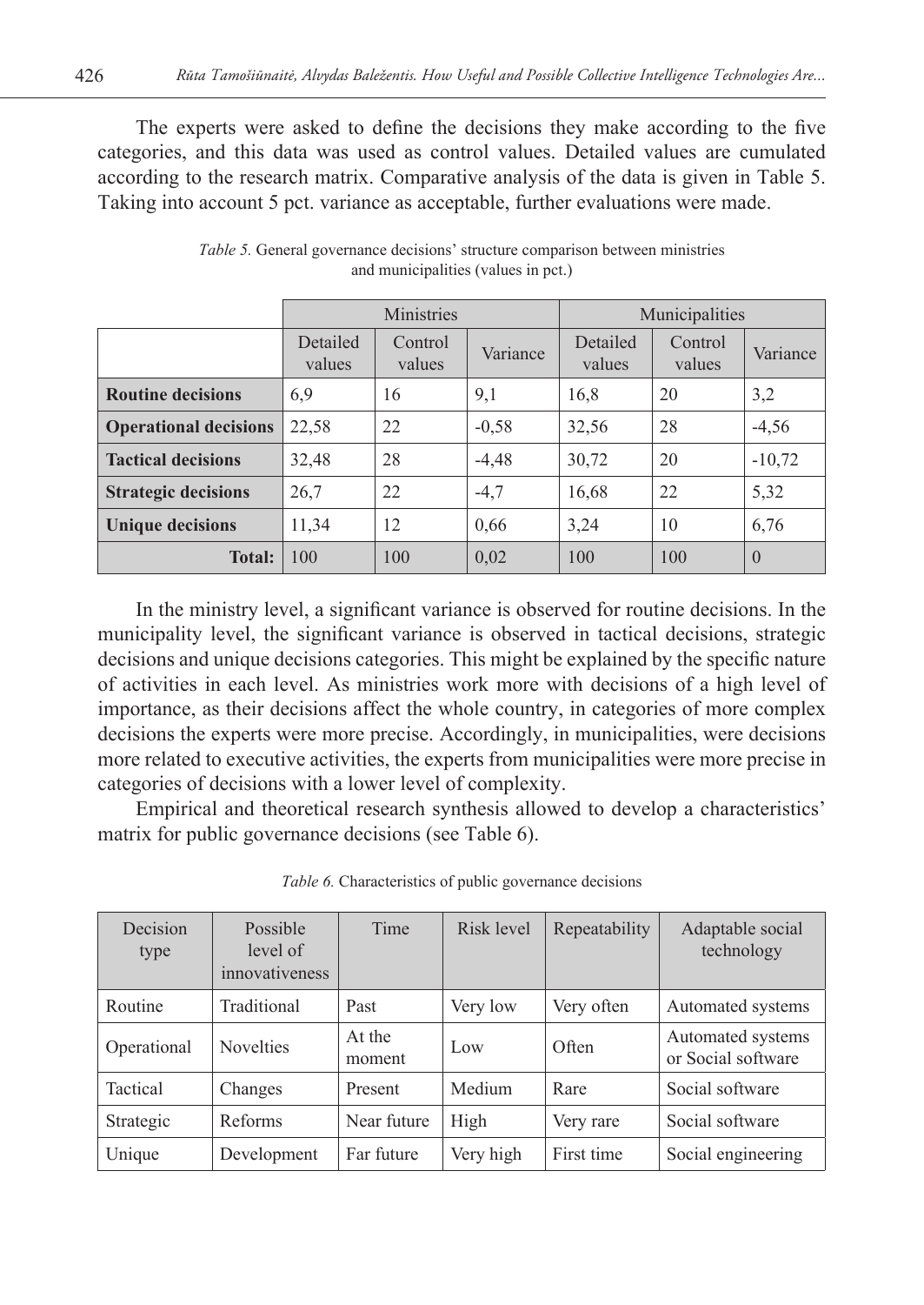The experts were asked to define the decisions they make according to the five categories, and this data was used as control values. Detailed values are cumulated according to the research matrix. Comparative analysis of the data is given in Table 5. Taking into account 5 pct. variance as acceptable, further evaluations were made.

*Table 5.* General governance decisions' structure comparison between ministries and municipalities (values in pct.)

| | Ministries | | | Municipalities | | |
|---|---|---|---|---|---|---|
| | Detailed values | Control values | Variance | Detailed values | Control values | Variance |
| **Routine decisions** | 6,9 | 16 | 9,1 | 16,8 | 20 | 3,2 |
| **Operational decisions** | 22,58 | 22 | -0,58 | 32,56 | 28 | -4,56 |
| **Tactical decisions** | 32,48 | 28 | -4,48 | 30,72 | 20 | -10,72 |
| **Strategic decisions** | 26,7 | 22 | -4,7 | 16,68 | 22 | 5,32 |
| **Unique decisions** | 11,34 | 12 | 0,66 | 3,24 | 10 | 6,76 |
| **Total:** | 100 | 100 | 0,02 | 100 | 100 | 0 |

In the ministry level, a significant variance is observed for routine decisions. In the municipality level, the significant variance is observed in tactical decisions, strategic decisions and unique decisions categories. This might be explained by the specific nature of activities in each level. As ministries work more with decisions of a high level of importance, as their decisions affect the whole country, in categories of more complex decisions the experts were more precise. Accordingly, in municipalities, were decisions more related to executive activities, the experts from municipalities were more precise in categories of decisions with a lower level of complexity.

Empirical and theoretical research synthesis allowed to develop a characteristics' matrix for public governance decisions (see Table 6).

*Table 6.* Characteristics of public governance decisions

| Decision type | Possible level of innovativeness | Time | Risk level | Repeatability | Adaptable social technology |
|---|---|---|---|---|---|
| Routine | Traditional | Past | Very low | Very often | Automated systems |
| Operational | Novelties | At the moment | Low | Often | Automated systems or Social software |
| Tactical | Changes | Present | Medium | Rare | Social software |
| Strategic | Reforms | Near future | High | Very rare | Social software |
| Unique | Development | Far future | Very high | First time | Social engineering |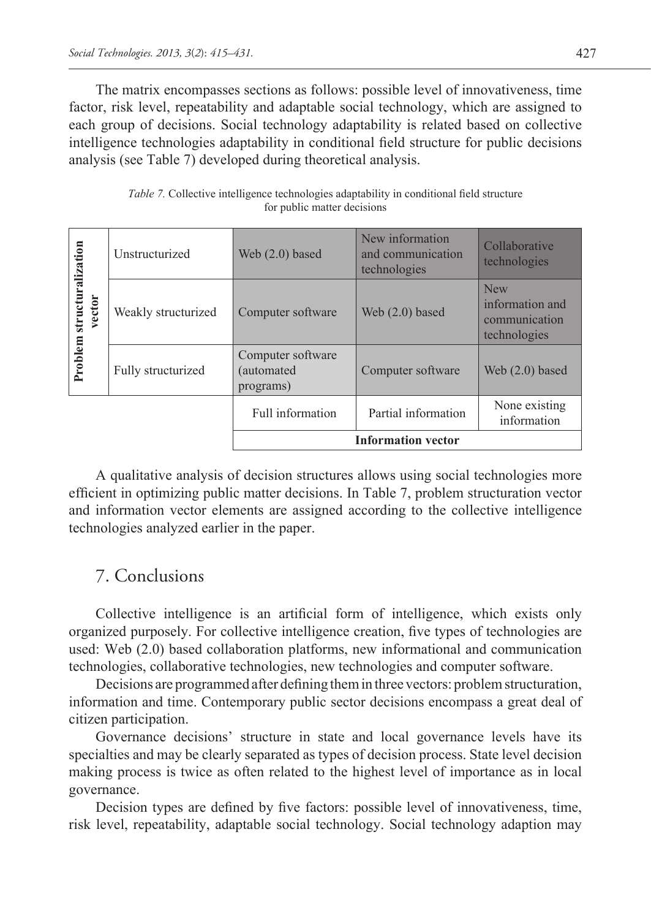The matrix encompasses sections as follows: possible level of innovativeness, time factor, risk level, repeatability and adaptable social technology, which are assigned to each group of decisions. Social technology adaptability is related based on collective intelligence technologies adaptability in conditional field structure for public decisions analysis (see Table 7) developed during theoretical analysis.

*Table 7.* Collective intelligence technologies adaptability in conditional field structure for public matter decisions

| **Problem structuralization vector** | | | | |
|---|---|---|---|---|
| | Unstructurized | Web (2.0) based | New information and communication technologies | Collaborative technologies |
| | Weakly structurized | Computer software | Web (2.0) based | New information and communication technologies |
| | Fully structurized | Computer software (automated programs) | Computer software | Web (2.0) based |
| | | Full information | Partial information | None existing information |
| | | **Information vector** | | |

A qualitative analysis of decision structures allows using social technologies more efficient in optimizing public matter decisions. In Table 7, problem structuration vector and information vector elements are assigned according to the collective intelligence technologies analyzed earlier in the paper.

## 7. Conclusions

Collective intelligence is an artificial form of intelligence, which exists only organized purposely. For collective intelligence creation, five types of technologies are used: Web (2.0) based collaboration platforms, new informational and communication technologies, collaborative technologies, new technologies and computer software.

Decisions are programmed after defining them in three vectors: problem structuration, information and time. Contemporary public sector decisions encompass a great deal of citizen participation.

Governance decisions' structure in state and local governance levels have its specialties and may be clearly separated as types of decision process. State level decision making process is twice as often related to the highest level of importance as in local governance.

Decision types are defined by five factors: possible level of innovativeness, time, risk level, repeatability, adaptable social technology. Social technology adaption may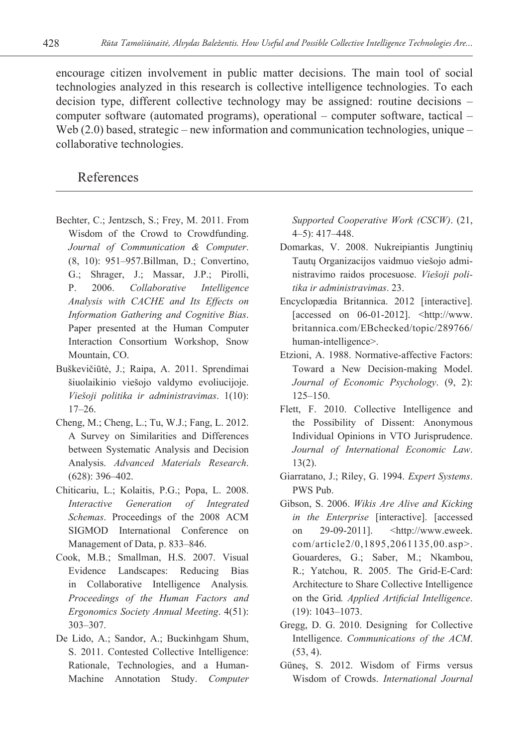encourage citizen involvement in public matter decisions. The main tool of social technologies analyzed in this research is collective intelligence technologies. To each decision type, different collective technology may be assigned: routine decisions – computer software (automated programs), operational – computer software, tactical – Web (2.0) based, strategic – new information and communication technologies, unique – collaborative technologies.

## References

Bechter, C.; Jentzsch, S.; Frey, M. 2011. From Wisdom of the Crowd to Crowdfunding. *Journal of Communication & Computer*. (8, 10): 951–957.Billman, D.; Convertino, G.; Shrager, J.; Massar, J.P.; Pirolli, P. 2006. *Collaborative Intelligence Analysis with CACHE and Its Effects on Information Gathering and Cognitive Bias*. Paper presented at the Human Computer Interaction Consortium Workshop, Snow Mountain, CO.

Buškevičiūtė, J.; Raipa, A. 2011. Sprendimai šiuolaikinio viešojo valdymo evoliucijoje. *Viešoji politika ir administravimas*. 1(10): 17–26.

Cheng, M.; Cheng, L.; Tu, W.J.; Fang, L. 2012. A Survey on Similarities and Differences between Systematic Analysis and Decision Analysis. *Advanced Materials Research*. (628): 396–402.

Chiticariu, L.; Kolaitis, P.G.; Popa, L. 2008. *Interactive Generation of Integrated Schemas*. Proceedings of the 2008 ACM SIGMOD International Conference on Management of Data, p. 833–846.

Cook, M.B.; Smallman, H.S. 2007. Visual Evidence Landscapes: Reducing Bias in Collaborative Intelligence Analysis*. Proceedings of the Human Factors and Ergonomics Society Annual Meeting*. 4(51): 303–307.

De Lido, A.; Sandor, A.; Buckinhgam Shum, S. 2011. Contested Collective Intelligence: Rationale, Technologies, and a Human-Machine Annotation Study. *Computer Supported Cooperative Work (CSCW)*. (21, 4–5): 417–448.

Domarkas, V. 2008. Nukreipiantis Jungtinių Tautų Organizacijos vaidmuo viešojo administravimo raidos procesuose. *Viešoji politika ir administravimas*. 23.

Encyclopædia Britannica. 2012 [interactive]. [accessed on 06-01-2012]. <http://www.britannica.com/EBchecked/topic/289766/human-intelligence>.

Etzioni, A. 1988. Normative-affective Factors: Toward a New Decision-making Model. *Journal of Economic Psychology*. (9, 2): 125–150.

Flett, F. 2010. Collective Intelligence and the Possibility of Dissent: Anonymous Individual Opinions in VTO Jurisprudence. *Journal of International Economic Law*. 13(2).

Giarratano, J.; Riley, G. 1994. *Expert Systems*. PWS Pub.

Gibson, S. 2006. *Wikis Are Alive and Kicking in the Enterprise* [interactive]. [accessed on 29-09-2011]. <http://www.eweek.com/article2/0,1895,2061135,00.asp>. Gouarderes, G.; Saber, M.; Nkambou, R.; Yatchou, R. 2005. The Grid-E-Card: Architecture to Share Collective Intelligence on the Grid*. Applied Artificial Intelligence*. (19): 1043–1073.

Gregg, D. G. 2010. Designing for Collective Intelligence. *Communications of the ACM*. (53, 4).

Güneş, S. 2012. Wisdom of Firms versus Wisdom of Crowds. *International Journal*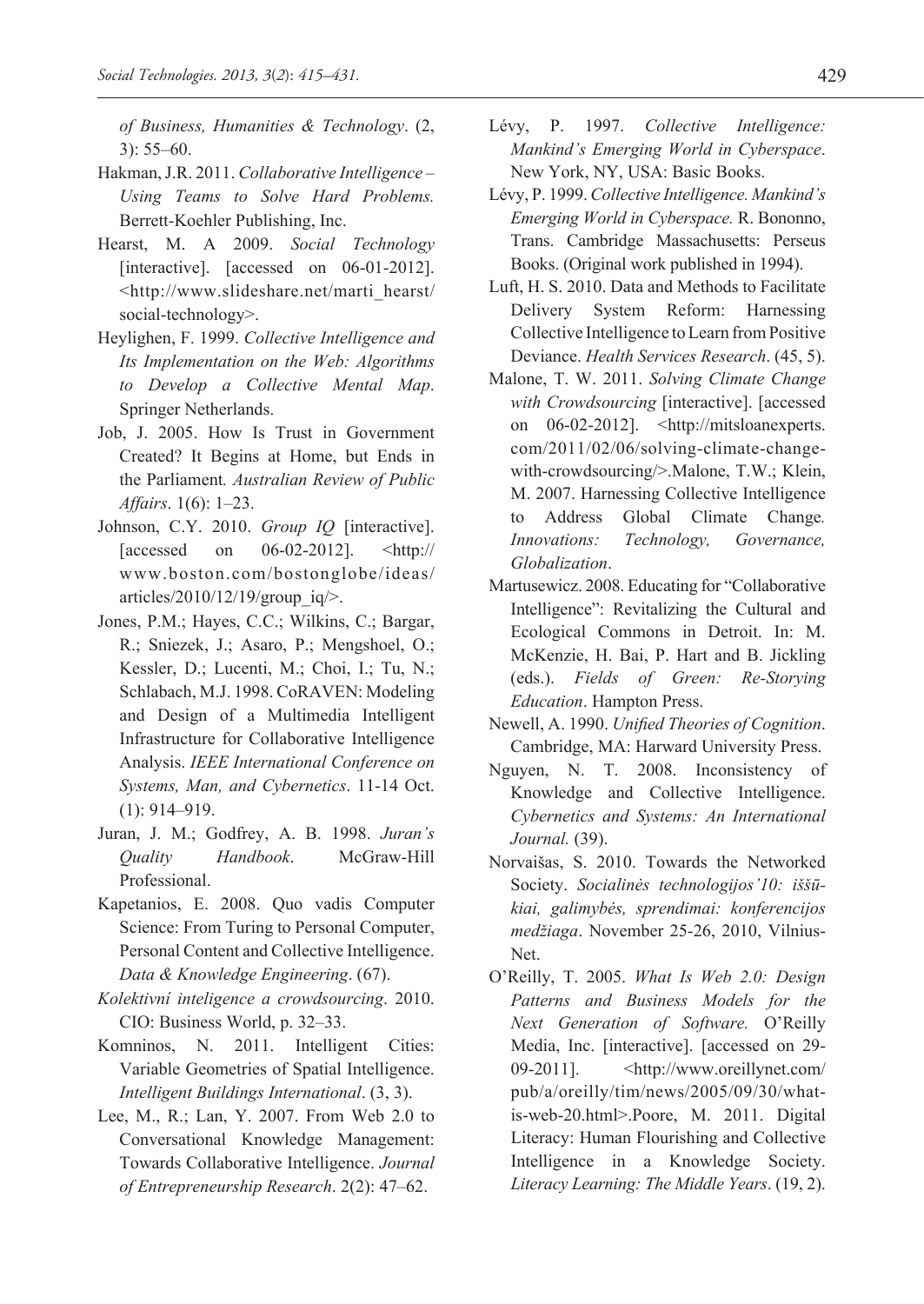*of Business, Humanities & Technology*. (2, 3): 55–60.

Hakman, J.R. 2011. *Collaborative Intelligence – Using Teams to Solve Hard Problems.* Berrett-Koehler Publishing, Inc.

Hearst, M. A 2009. *Social Technology* [interactive]. [accessed on 06-01-2012]. <http://www.slideshare.net/marti_hearst/social-technology>.

Heylighen, F. 1999. *Collective Intelligence and Its Implementation on the Web: Algorithms to Develop a Collective Mental Map*. Springer Netherlands.

Job, J. 2005. How Is Trust in Government Created? It Begins at Home, but Ends in the Parliament*. Australian Review of Public Affairs*. 1(6): 1–23.

Johnson, C.Y. 2010. *Group IQ* [interactive]. [accessed on 06-02-2012]. <http://www.boston.com/bostonglobe/ideas/articles/2010/12/19/group_iq/>.

Jones, P.M.; Hayes, C.C.; Wilkins, C.; Bargar, R.; Sniezek, J.; Asaro, P.; Mengshoel, O.; Kessler, D.; Lucenti, M.; Choi, I.; Tu, N.; Schlabach, M.J. 1998. CoRAVEN: Modeling and Design of a Multimedia Intelligent Infrastructure for Collaborative Intelligence Analysis. *IEEE International Conference on Systems, Man, and Cybernetics*. 11-14 Oct. (1): 914–919.

Juran, J. M.; Godfrey, A. B. 1998. *Juran's Quality Handbook*. McGraw-Hill Professional.

Kapetanios, E. 2008. Quo vadis Computer Science: From Turing to Personal Computer, Personal Content and Collective Intelligence. *Data & Knowledge Engineering*. (67).

*Kolektivní inteligence a crowdsourcing*. 2010. CIO: Business World, p. 32–33.

Komninos, N. 2011. Intelligent Cities: Variable Geometries of Spatial Intelligence. *Intelligent Buildings International*. (3, 3).

Lee, M., R.; Lan, Y. 2007. From Web 2.0 to Conversational Knowledge Management: Towards Collaborative Intelligence. *Journal of Entrepreneurship Research*. 2(2): 47–62.

Lévy, P. 1997. *Collective Intelligence: Mankind's Emerging World in Cyberspace*. New York, NY, USA: Basic Books.

Lévy, P. 1999. *Collective Intelligence. Mankind's Emerging World in Cyberspace.* R. Bononno, Trans. Cambridge Massachusetts: Perseus Books. (Original work published in 1994).

Luft, H. S. 2010. Data and Methods to Facilitate Delivery System Reform: Harnessing Collective Intelligence to Learn from Positive Deviance. *Health Services Research*. (45, 5).

Malone, T. W. 2011. *Solving Climate Change with Crowdsourcing* [interactive]. [accessed on 06-02-2012]. <http://mitsloanexperts.com/2011/02/06/solving-climate-change-with-crowdsourcing/>.Malone, T.W.; Klein, M. 2007. Harnessing Collective Intelligence to Address Global Climate Change*. Innovations: Technology, Governance, Globalization*.

Martusewicz. 2008. Educating for "Collaborative Intelligence": Revitalizing the Cultural and Ecological Commons in Detroit. In: M. McKenzie, H. Bai, P. Hart and B. Jickling (eds.). *Fields of Green: Re-Storying Education*. Hampton Press.

Newell, A. 1990. *Unified Theories of Cognition*. Cambridge, MA: Harward University Press.

Nguyen, N. T. 2008. Inconsistency of Knowledge and Collective Intelligence. *Cybernetics and Systems: An International Journal.* (39).

Norvaišas, S. 2010. Towards the Networked Society. *Socialinės technologijos'10: iššūkiai, galimybės, sprendimai: konferencijos medžiaga*. November 25-26, 2010, Vilnius-Net.

O'Reilly, T. 2005. *What Is Web 2.0: Design Patterns and Business Models for the Next Generation of Software.* O'Reilly Media, Inc. [interactive]. [accessed on 29-09-2011]. <http://www.oreillynet.com/pub/a/oreilly/tim/news/2005/09/30/what-is-web-20.html>.Poore, M. 2011. Digital Literacy: Human Flourishing and Collective Intelligence in a Knowledge Society. *Literacy Learning: The Middle Years*. (19, 2).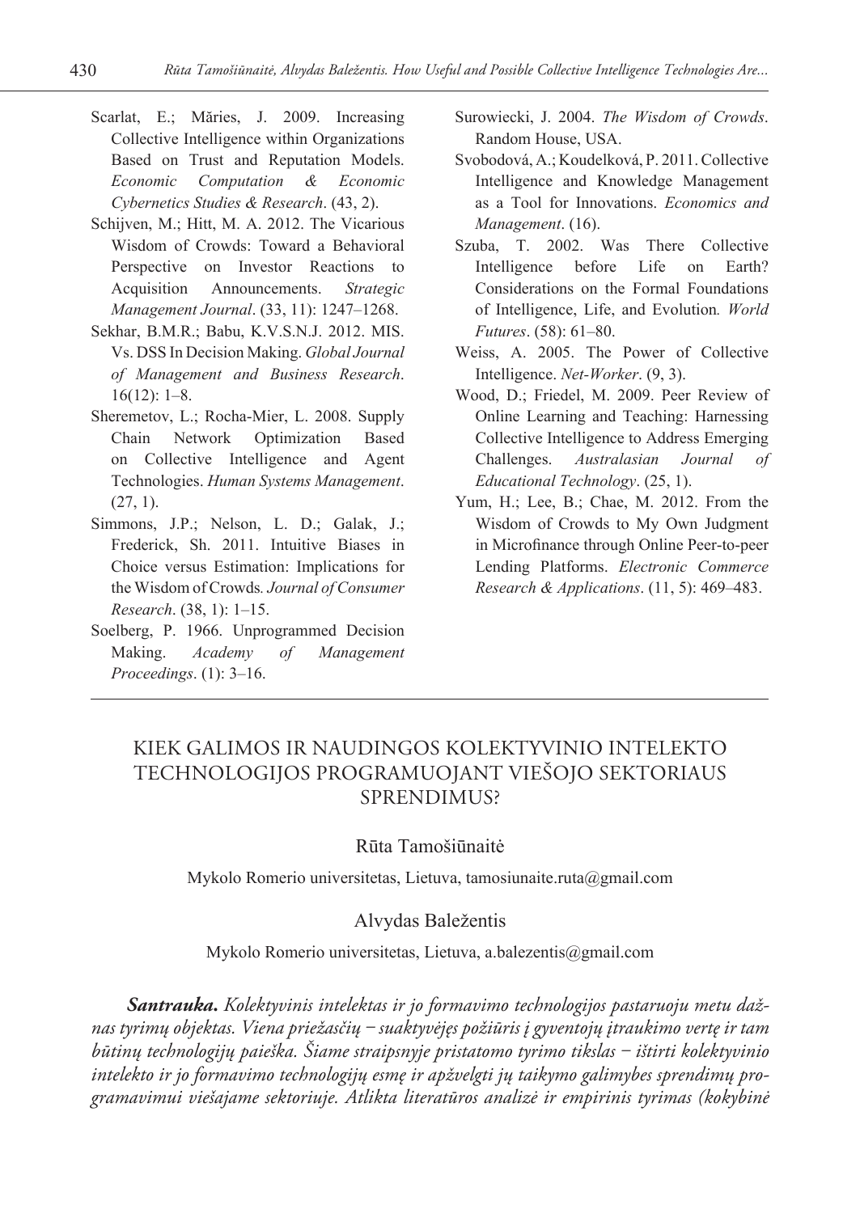Scarlat, E.; Măries, J. 2009. Increasing Collective Intelligence within Organizations Based on Trust and Reputation Models. *Economic Computation & Economic Cybernetics Studies & Research*. (43, 2).

Schijven, M.; Hitt, M. A. 2012. The Vicarious Wisdom of Crowds: Toward a Behavioral Perspective on Investor Reactions to Acquisition Announcements. *Strategic Management Journal*. (33, 11): 1247–1268.

Sekhar, B.M.R.; Babu, K.V.S.N.J. 2012. MIS. Vs. DSS In Decision Making. *Global Journal of Management and Business Research*. 16(12): 1–8.

Sheremetov, L.; Rocha-Mier, L. 2008. Supply Chain Network Optimization Based on Collective Intelligence and Agent Technologies. *Human Systems Management*. (27, 1).

Simmons, J.P.; Nelson, L. D.; Galak, J.; Frederick, Sh. 2011. Intuitive Biases in Choice versus Estimation: Implications for the Wisdom of Crowds*. Journal of Consumer Research*. (38, 1): 1–15.

Soelberg, P. 1966. Unprogrammed Decision Making. *Academy of Management Proceedings*. (1): 3–16.

Surowiecki, J. 2004. *The Wisdom of Crowds*. Random House, USA.

Svobodová, A.; Koudelková, P. 2011. Collective Intelligence and Knowledge Management as a Tool for Innovations. *Economics and Management*. (16).

Szuba, T. 2002. Was There Collective Intelligence before Life on Earth? Considerations on the Formal Foundations of Intelligence, Life, and Evolution*. World Futures*. (58): 61–80.

Weiss, A. 2005. The Power of Collective Intelligence. *Net-Worker*. (9, 3).

Wood, D.; Friedel, M. 2009. Peer Review of Online Learning and Teaching: Harnessing Collective Intelligence to Address Emerging Challenges. *Australasian Journal of Educational Technology*. (25, 1).

Yum, H.; Lee, B.; Chae, M. 2012. From the Wisdom of Crowds to My Own Judgment in Microfinance through Online Peer-to-peer Lending Platforms. *Electronic Commerce Research & Applications*. (11, 5): 469–483.

## KIEK GALIMOS IR NAUDINGOS KOLEKTYVINIO INTELEKTO TECHNOLOGIJOS PROGRAMUOJANT VIEŠOJO SEKTORIAUS SPRENDIMUS?

Rūta Tamošiūnaitė

Mykolo Romerio universitetas, Lietuva, tamosiunaite.ruta@gmail.com

Alvydas Baležentis

Mykolo Romerio universitetas, Lietuva, a.balezentis@gmail.com

***Santrauka.*** *Kolektyvinis intelektas ir jo formavimo technologijos pastaruoju metu dažnas tyrimų objektas. Viena priežasčių – suaktyvėjęs požiūris į gyventojų įtraukimo vertę ir tam būtinų technologijų paieška. Šiame straipsnyje pristatomo tyrimo tikslas – ištirti kolektyvinio intelekto ir jo formavimo technologijų esmę ir apžvelgti jų taikymo galimybes sprendimų programavimui viešajame sektoriuje. Atlikta literatūros analizė ir empirinis tyrimas (kokybinė*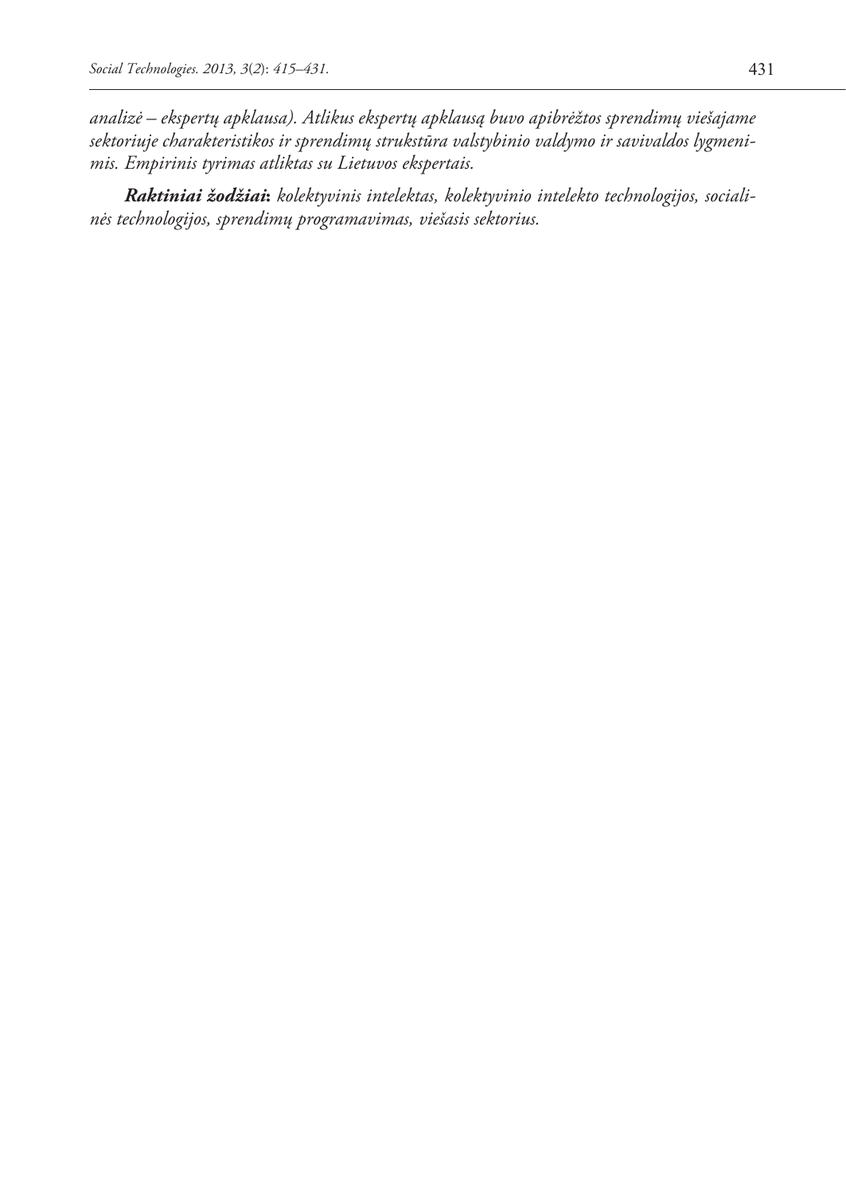*analizė – ekspertų apklausa). Atlikus ekspertų apklausą buvo apibrėžtos sprendimų viešajame sektoriuje charakteristikos ir sprendimų strukstūra valstybinio valdymo ir savivaldos lygmenimis. Empirinis tyrimas atliktas su Lietuvos ekspertais.*

***Raktiniai žodžiai*:** *kolektyvinis intelektas, kolektyvinio intelekto technologijos, socialinės technologijos, sprendimų programavimas, viešasis sektorius.*